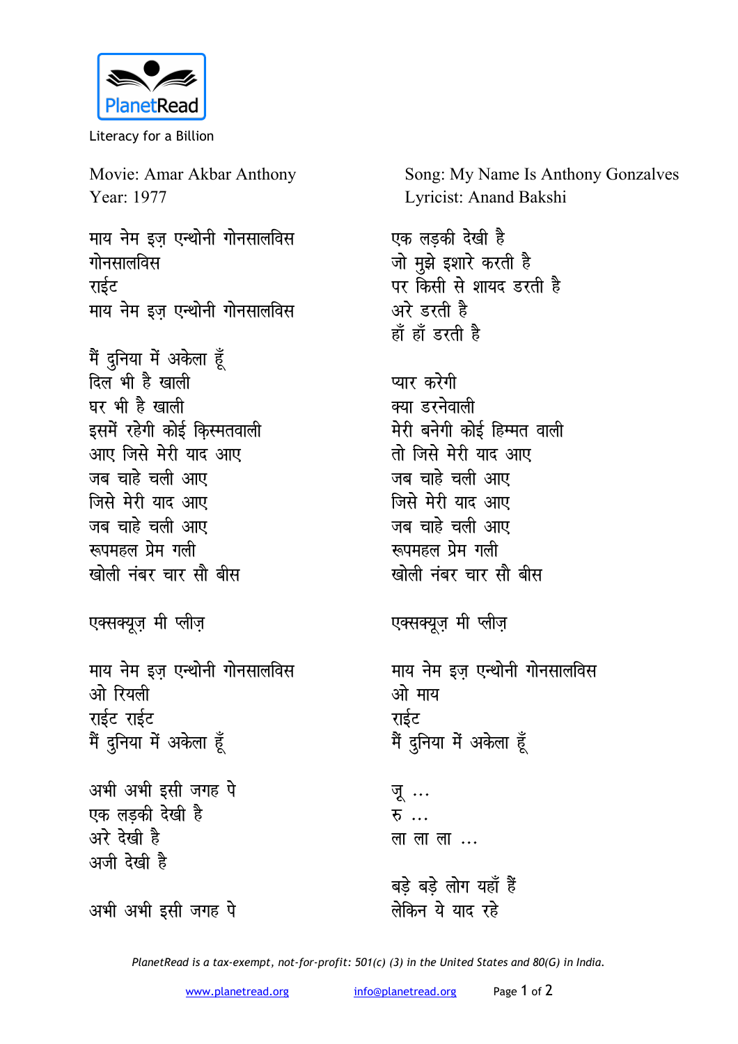PlanetRead

Literacy for a Billion

Movie: Amar Akbar Anthony
Year: 1977

Song: My Name Is Anthony Gonzalves
Lyricist: Anand Bakshi

माय नेम इज़ एन्थोनी गोनसालविस
गोनसालविस
राईट
माय नेम इज़ एन्थोनी गोनसालविस

मैं दुनिया में अकेला हूँ
दिल भी है खाली
घर भी है खाली
इसमें रहेगी कोई क़िस्मतवाली
आए जिसे मेरी याद आए
जब चाहे चली आए
जिसे मेरी याद आए
जब चाहे चली आए
रूपमहल प्रेम गली
खोली नंबर चार सौ बीस

एक्सक्यूज़ मी प्लीज़

माय नेम इज़ एन्थोनी गोनसालविस
ओ रियली
राईट राईट
मैं दुनिया में अकेला हूँ

अभी अभी इसी जगह पे
एक लड़की देखी है
अरे देखी है
अजी देखी है

अभी अभी इसी जगह पे
एक लड़की देखी है
जो मुझे इशारे करती है
पर किसी से शायद डरती है
अरे डरती है
हाँ हाँ डरती है

प्यार करेगी
क्या डरनेवाली
मेरी बनेगी कोई हिम्मत वाली
तो जिसे मेरी याद आए
जब चाहे चली आए
जिसे मेरी याद आए
जब चाहे चली आए
रूपमहल प्रेम गली
खोली नंबर चार सौ बीस

एक्सक्यूज़ मी प्लीज़

माय नेम इज़ एन्थोनी गोनसालविस
ओ माय
राईट
मैं दुनिया में अकेला हूँ

जू ...
रु ...
ला ला ला ...

बड़े बड़े लोग यहाँ हैं
लेकिन ये याद रहे

*PlanetRead is a tax-exempt, not-for-profit: 501(c) (3) in the United States and 80(G) in India.*

www.planetread.org info@planetread.org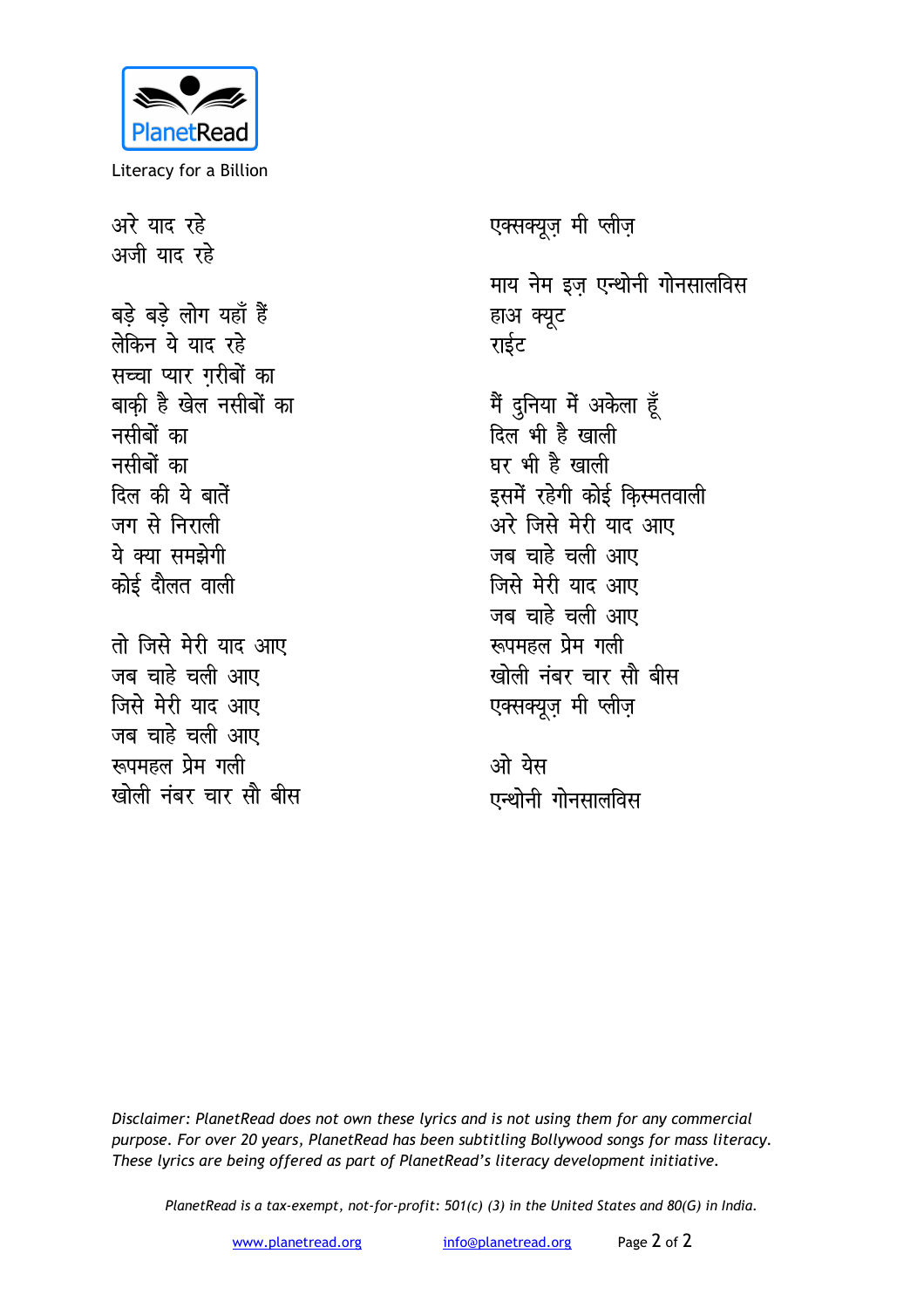PlanetRead

Literacy for a Billion

अरे याद रहे
अजी याद रहे

बड़े बड़े लोग यहाँ हैं
लेकिन ये याद रहे
सच्चा प्यार ग़रीबों का
बाक़ी है खेल नसीबों का
नसीबों का
नसीबों का
दिल की ये बातें
जग से निराली
ये क्या समझेगी
कोई दौलत वाली

तो जिसे मेरी याद आए
जब चाहे चली आए
जिसे मेरी याद आए
जब चाहे चली आए
रूपमहल प्रेम गली
खोली नंबर चार सौ बीस

एक्सक्यूज़ मी प्लीज़

माय नेम इज़ एन्थोनी गोनसालविस
हाअ क्यूट
राईट

मैं दुनिया में अकेला हूँ
दिल भी है खाली
घर भी है खाली
इसमें रहेगी कोई क़िस्मतवाली
अरे जिसे मेरी याद आए
जब चाहे चली आए
जिसे मेरी याद आए
जब चाहे चली आए
रूपमहल प्रेम गली
खोली नंबर चार सौ बीस
एक्सक्यूज़ मी प्लीज़

ओ येस
एन्थोनी गोनसालविस

*Disclaimer: PlanetRead does not own these lyrics and is not using them for any commercial purpose. For over 20 years, PlanetRead has been subtitling Bollywood songs for mass literacy. These lyrics are being offered as part of PlanetRead's literacy development initiative.*

*PlanetRead is a tax-exempt, not-for-profit: 501(c) (3) in the United States and 80(G) in India.*

www.planetread.org info@planetread.org